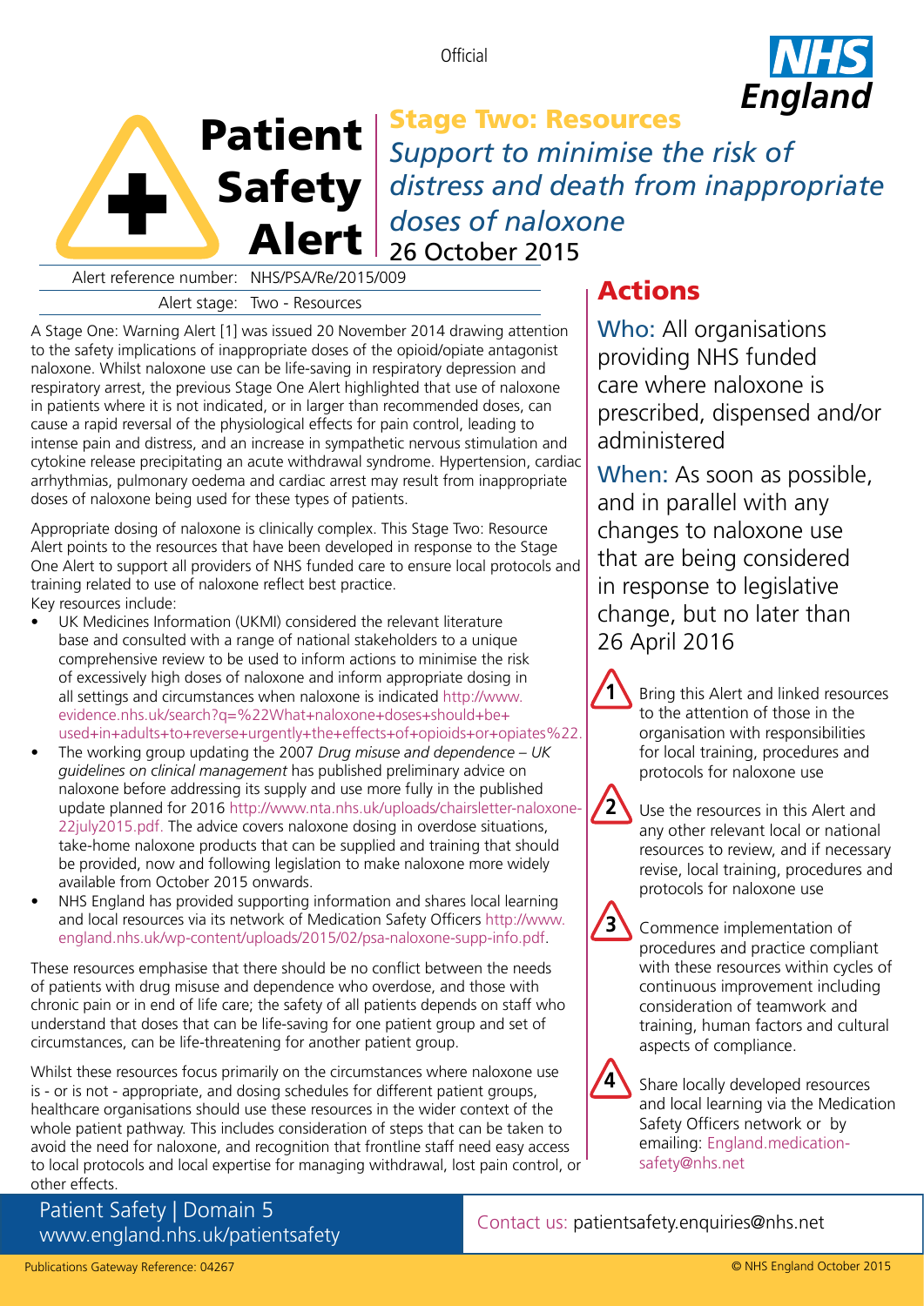Official

# Patient Safety Alert

## Stage Two: Resources

*Support to minimise the risk of distress and death from inappropriate doses of naloxone*

26 October 2015

Alert reference number: NHS/PSA/Re/2015/009

Alert stage: Two - Resources

A Stage One: Warning Alert [1] was issued 20 November 2014 drawing attention to the safety implications of inappropriate doses of the opioid/opiate antagonist naloxone. Whilst naloxone use can be life-saving in respiratory depression and respiratory arrest, the previous Stage One Alert highlighted that use of naloxone in patients where it is not indicated, or in larger than recommended doses, can cause a rapid reversal of the physiological effects for pain control, leading to intense pain and distress, and an increase in sympathetic nervous stimulation and cytokine release precipitating an acute withdrawal syndrome. Hypertension, cardiac arrhythmias, pulmonary oedema and cardiac arrest may result from inappropriate doses of naloxone being used for these types of patients.

Appropriate dosing of naloxone is clinically complex. This Stage Two: Resource Alert points to the resources that have been developed in response to the Stage One Alert to support all providers of NHS funded care to ensure local protocols and training related to use of naloxone reflect best practice.

Key resources include:

- UK Medicines Information (UKMI) considered the relevant literature base and consulted with a range of national stakeholders to a unique comprehensive review to be used to inform actions to minimise the risk of excessively high doses of naloxone and inform appropriate dosing in all settings and circumstances when naloxone is indicated http://www.evidence.nhs.uk/search?q=%22What+naloxone+doses+should+be+used+in+adults+to+reverse+urgently+the+effects+of+opioids+or+opiates%22.
- The working group updating the 2007 *Drug misuse and dependence – UK guidelines on clinical management* has published preliminary advice on naloxone before addressing its supply and use more fully in the published update planned for 2016 http://www.nta.nhs.uk/uploads/chairsletter-naloxone-22july2015.pdf. The advice covers naloxone dosing in overdose situations, take-home naloxone products that can be supplied and training that should be provided, now and following legislation to make naloxone more widely available from October 2015 onwards.
- NHS England has provided supporting information and shares local learning and local resources via its network of Medication Safety Officers http://www.england.nhs.uk/wp-content/uploads/2015/02/psa-naloxone-supp-info.pdf.

These resources emphasise that there should be no conflict between the needs of patients with drug misuse and dependence who overdose, and those with chronic pain or in end of life care; the safety of all patients depends on staff who understand that doses that can be life-saving for one patient group and set of circumstances, can be life-threatening for another patient group.

Whilst these resources focus primarily on the circumstances where naloxone use is - or is not - appropriate, and dosing schedules for different patient groups, healthcare organisations should use these resources in the wider context of the whole patient pathway. This includes consideration of steps that can be taken to avoid the need for naloxone, and recognition that frontline staff need easy access to local protocols and local expertise for managing withdrawal, lost pain control, or other effects.

## Actions

**Who:** All organisations providing NHS funded care where naloxone is prescribed, dispensed and/or administered

**When:** As soon as possible, and in parallel with any changes to naloxone use that are being considered in response to legislative change, but no later than 26 April 2016

1. Bring this Alert and linked resources to the attention of those in the organisation with responsibilities for local training, procedures and protocols for naloxone use
2. Use the resources in this Alert and any other relevant local or national resources to review, and if necessary revise, local training, procedures and protocols for naloxone use
3. Commence implementation of procedures and practice compliant with these resources within cycles of continuous improvement including consideration of teamwork and training, human factors and cultural aspects of compliance.
4. Share locally developed resources and local learning via the Medication Safety Officers network or by emailing: England.medication-safety@nhs.net

Patient Safety | Domain 5
www.england.nhs.uk/patientsafety

Contact us: patientsafety.enquiries@nhs.net

Publications Gateway Reference: 04267

© NHS England October 2015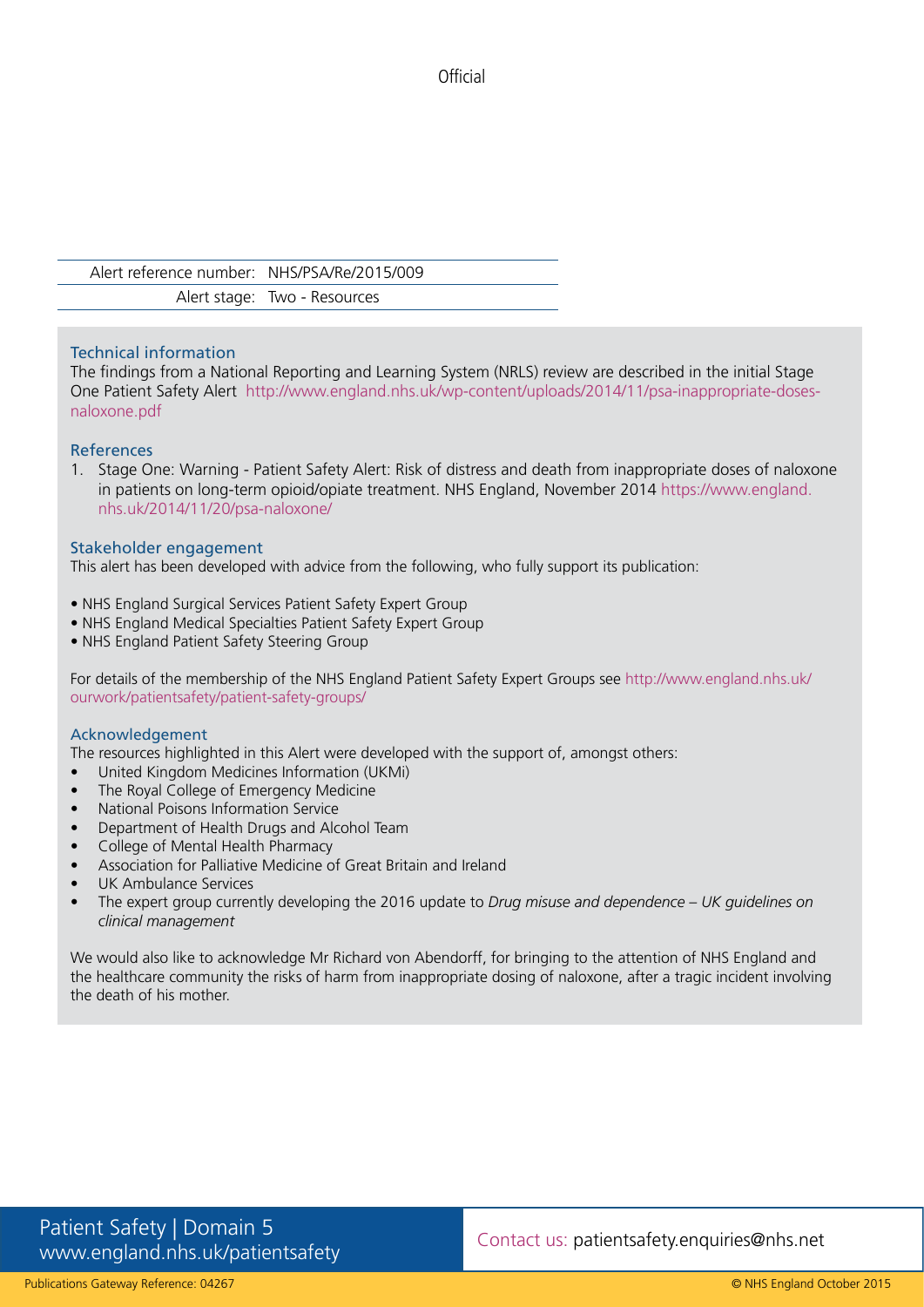Official

| | |
|---|---|
| Alert reference number: | NHS/PSA/Re/2015/009 |
| Alert stage: | Two - Resources |

### Technical information

The findings from a National Reporting and Learning System (NRLS) review are described in the initial Stage One Patient Safety Alert http://www.england.nhs.uk/wp-content/uploads/2014/11/psa-inappropriate-doses-naloxone.pdf

### References

1. Stage One: Warning - Patient Safety Alert: Risk of distress and death from inappropriate doses of naloxone in patients on long-term opioid/opiate treatment. NHS England, November 2014 https://www.england.nhs.uk/2014/11/20/psa-naloxone/

### Stakeholder engagement

This alert has been developed with advice from the following, who fully support its publication:

- NHS England Surgical Services Patient Safety Expert Group
- NHS England Medical Specialties Patient Safety Expert Group
- NHS England Patient Safety Steering Group

For details of the membership of the NHS England Patient Safety Expert Groups see http://www.england.nhs.uk/ourwork/patientsafety/patient-safety-groups/

### Acknowledgement

The resources highlighted in this Alert were developed with the support of, amongst others:

- United Kingdom Medicines Information (UKMi)
- The Royal College of Emergency Medicine
- National Poisons Information Service
- Department of Health Drugs and Alcohol Team
- College of Mental Health Pharmacy
- Association for Palliative Medicine of Great Britain and Ireland
- UK Ambulance Services
- The expert group currently developing the 2016 update to *Drug misuse and dependence – UK guidelines on clinical management*

We would also like to acknowledge Mr Richard von Abendorff, for bringing to the attention of NHS England and the healthcare community the risks of harm from inappropriate dosing of naloxone, after a tragic incident involving the death of his mother.

Patient Safety | Domain 5
www.england.nhs.uk/patientsafety

Contact us: patientsafety.enquiries@nhs.net

Publications Gateway Reference: 04267

© NHS England October 2015